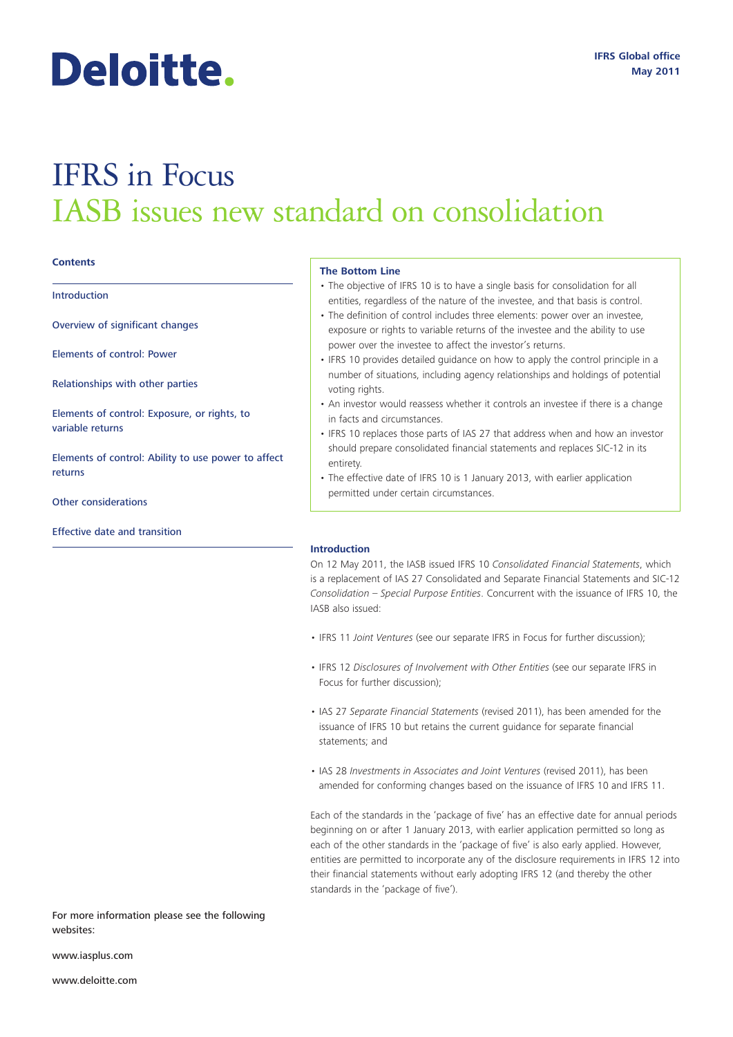Deloitte.

IFRS Global office
May 2011

# IFRS in Focus
## IASB issues new standard on consolidation

**Contents**

- Introduction
- Overview of significant changes
- Elements of control: Power
- Relationships with other parties
- Elements of control: Exposure, or rights, to variable returns
- Elements of control: Ability to use power to affect returns
- Other considerations
- Effective date and transition

**The Bottom Line**

- The objective of IFRS 10 is to have a single basis for consolidation for all entities, regardless of the nature of the investee, and that basis is control.
- The definition of control includes three elements: power over an investee, exposure or rights to variable returns of the investee and the ability to use power over the investee to affect the investor's returns.
- IFRS 10 provides detailed guidance on how to apply the control principle in a number of situations, including agency relationships and holdings of potential voting rights.
- An investor would reassess whether it controls an investee if there is a change in facts and circumstances.
- IFRS 10 replaces those parts of IAS 27 that address when and how an investor should prepare consolidated financial statements and replaces SIC-12 in its entirety.
- The effective date of IFRS 10 is 1 January 2013, with earlier application permitted under certain circumstances.

### Introduction

On 12 May 2011, the IASB issued IFRS 10 *Consolidated Financial Statements*, which is a replacement of IAS 27 Consolidated and Separate Financial Statements and SIC-12 *Consolidation – Special Purpose Entities*. Concurrent with the issuance of IFRS 10, the IASB also issued:

- IFRS 11 *Joint Ventures* (see our separate IFRS in Focus for further discussion);
- IFRS 12 *Disclosures of Involvement with Other Entities* (see our separate IFRS in Focus for further discussion);
- IAS 27 *Separate Financial Statements* (revised 2011), has been amended for the issuance of IFRS 10 but retains the current guidance for separate financial statements; and
- IAS 28 *Investments in Associates and Joint Ventures* (revised 2011), has been amended for conforming changes based on the issuance of IFRS 10 and IFRS 11.

Each of the standards in the 'package of five' has an effective date for annual periods beginning on or after 1 January 2013, with earlier application permitted so long as each of the other standards in the 'package of five' is also early applied. However, entities are permitted to incorporate any of the disclosure requirements in IFRS 12 into their financial statements without early adopting IFRS 12 (and thereby the other standards in the 'package of five').

For more information please see the following websites:

www.iasplus.com

www.deloitte.com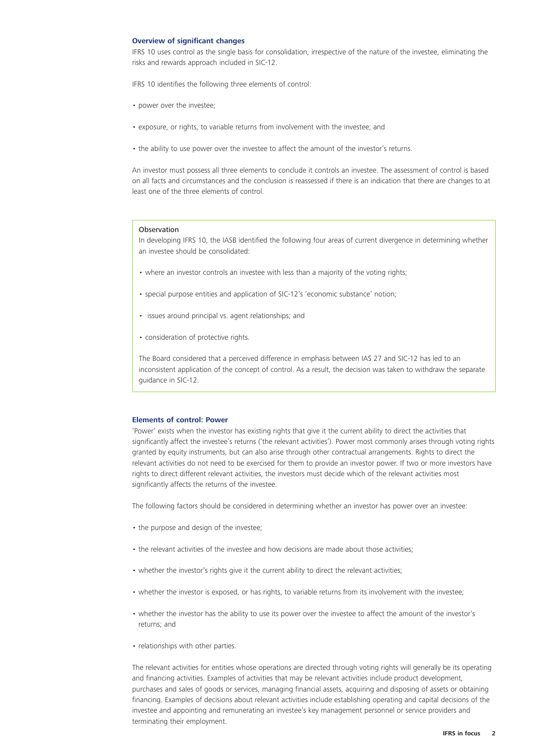## Overview of significant changes

IFRS 10 uses control as the single basis for consolidation, irrespective of the nature of the investee, eliminating the risks and rewards approach included in SIC-12.

IFRS 10 identifies the following three elements of control:

- power over the investee;
- exposure, or rights, to variable returns from involvement with the investee; and
- the ability to use power over the investee to affect the amount of the investor's returns.

An investor must possess all three elements to conclude it controls an investee. The assessment of control is based on all facts and circumstances and the conclusion is reassessed if there is an indication that there are changes to at least one of the three elements of control.

> **Observation**
>
> In developing IFRS 10, the IASB identified the following four areas of current divergence in determining whether an investee should be consolidated:
>
> - where an investor controls an investee with less than a majority of the voting rights;
> - special purpose entities and application of SIC-12's 'economic substance' notion;
> - issues around principal vs. agent relationships; and
> - consideration of protective rights.
>
> The Board considered that a perceived difference in emphasis between IAS 27 and SIC-12 has led to an inconsistent application of the concept of control. As a result, the decision was taken to withdraw the separate guidance in SIC-12.

## Elements of control: Power

'Power' exists when the investor has existing rights that give it the current ability to direct the activities that significantly affect the investee's returns ('the relevant activities'). Power most commonly arises through voting rights granted by equity instruments, but can also arise through other contractual arrangements. Rights to direct the relevant activities do not need to be exercised for them to provide an investor power. If two or more investors have rights to direct different relevant activities, the investors must decide which of the relevant activities most significantly affects the returns of the investee.

The following factors should be considered in determining whether an investor has power over an investee:

- the purpose and design of the investee;
- the relevant activities of the investee and how decisions are made about those activities;
- whether the investor's rights give it the current ability to direct the relevant activities;
- whether the investor is exposed, or has rights, to variable returns from its involvement with the investee;
- whether the investor has the ability to use its power over the investee to affect the amount of the investor's returns; and
- relationships with other parties.

The relevant activities for entities whose operations are directed through voting rights will generally be its operating and financing activities. Examples of activities that may be relevant activities include product development, purchases and sales of goods or services, managing financial assets, acquiring and disposing of assets or obtaining financing. Examples of decisions about relevant activities include establishing operating and capital decisions of the investee and appointing and remunerating an investee's key management personnel or service providers and terminating their employment.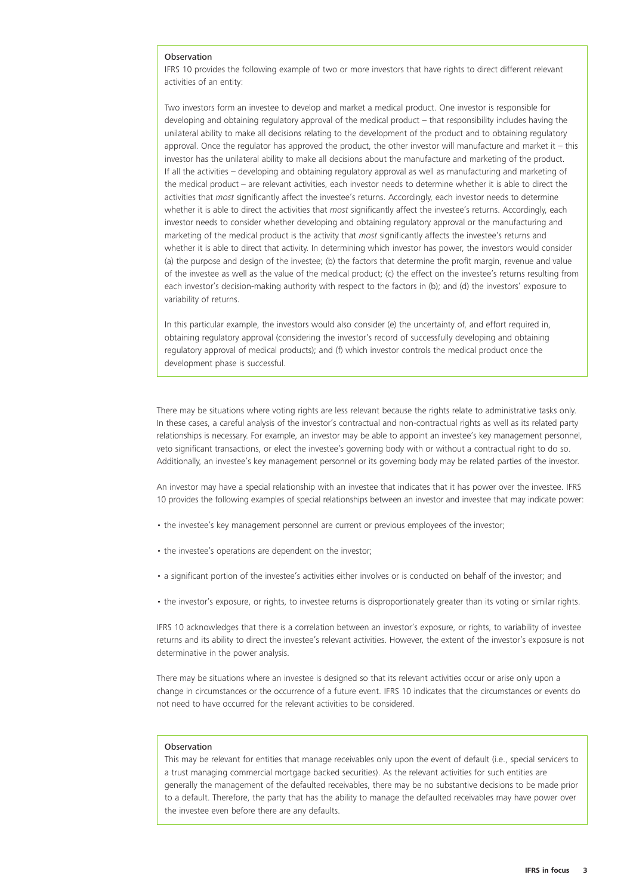**Observation**

IFRS 10 provides the following example of two or more investors that have rights to direct different relevant activities of an entity:

Two investors form an investee to develop and market a medical product. One investor is responsible for developing and obtaining regulatory approval of the medical product – that responsibility includes having the unilateral ability to make all decisions relating to the development of the product and to obtaining regulatory approval. Once the regulator has approved the product, the other investor will manufacture and market it – this investor has the unilateral ability to make all decisions about the manufacture and marketing of the product. If all the activities – developing and obtaining regulatory approval as well as manufacturing and marketing of the medical product – are relevant activities, each investor needs to determine whether it is able to direct the activities that *most* significantly affect the investee's returns. Accordingly, each investor needs to determine whether it is able to direct the activities that *most* significantly affect the investee's returns. Accordingly, each investor needs to consider whether developing and obtaining regulatory approval or the manufacturing and marketing of the medical product is the activity that *most* significantly affects the investee's returns and whether it is able to direct that activity. In determining which investor has power, the investors would consider (a) the purpose and design of the investee; (b) the factors that determine the profit margin, revenue and value of the investee as well as the value of the medical product; (c) the effect on the investee's returns resulting from each investor's decision-making authority with respect to the factors in (b); and (d) the investors' exposure to variability of returns.

In this particular example, the investors would also consider (e) the uncertainty of, and effort required in, obtaining regulatory approval (considering the investor's record of successfully developing and obtaining regulatory approval of medical products); and (f) which investor controls the medical product once the development phase is successful.

There may be situations where voting rights are less relevant because the rights relate to administrative tasks only. In these cases, a careful analysis of the investor's contractual and non-contractual rights as well as its related party relationships is necessary. For example, an investor may be able to appoint an investee's key management personnel, veto significant transactions, or elect the investee's governing body with or without a contractual right to do so. Additionally, an investee's key management personnel or its governing body may be related parties of the investor.

An investor may have a special relationship with an investee that indicates that it has power over the investee. IFRS 10 provides the following examples of special relationships between an investor and investee that may indicate power:

- the investee's key management personnel are current or previous employees of the investor;
- the investee's operations are dependent on the investor;
- a significant portion of the investee's activities either involves or is conducted on behalf of the investor; and
- the investor's exposure, or rights, to investee returns is disproportionately greater than its voting or similar rights.

IFRS 10 acknowledges that there is a correlation between an investor's exposure, or rights, to variability of investee returns and its ability to direct the investee's relevant activities. However, the extent of the investor's exposure is not determinative in the power analysis.

There may be situations where an investee is designed so that its relevant activities occur or arise only upon a change in circumstances or the occurrence of a future event. IFRS 10 indicates that the circumstances or events do not need to have occurred for the relevant activities to be considered.

**Observation**

This may be relevant for entities that manage receivables only upon the event of default (i.e., special servicers to a trust managing commercial mortgage backed securities). As the relevant activities for such entities are generally the management of the defaulted receivables, there may be no substantive decisions to be made prior to a default. Therefore, the party that has the ability to manage the defaulted receivables may have power over the investee even before there are any defaults.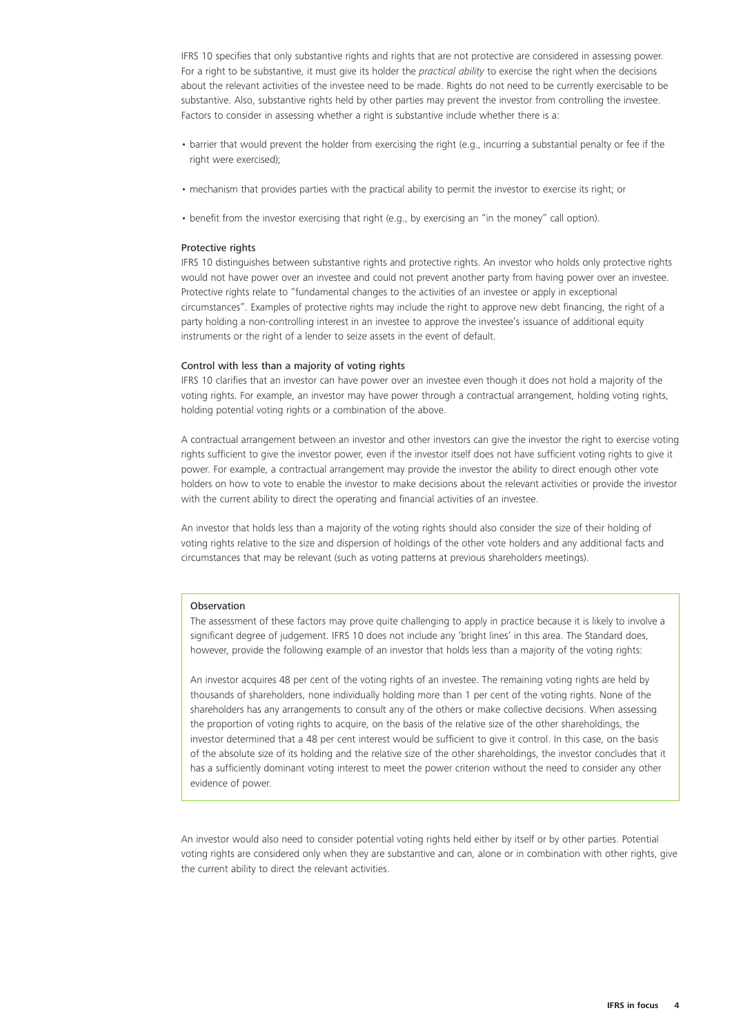IFRS 10 specifies that only substantive rights and rights that are not protective are considered in assessing power. For a right to be substantive, it must give its holder the *practical ability* to exercise the right when the decisions about the relevant activities of the investee need to be made. Rights do not need to be currently exercisable to be substantive. Also, substantive rights held by other parties may prevent the investor from controlling the investee. Factors to consider in assessing whether a right is substantive include whether there is a:

- barrier that would prevent the holder from exercising the right (e.g., incurring a substantial penalty or fee if the right were exercised);
- mechanism that provides parties with the practical ability to permit the investor to exercise its right; or
- benefit from the investor exercising that right (e.g., by exercising an "in the money" call option).

### Protective rights

IFRS 10 distinguishes between substantive rights and protective rights. An investor who holds only protective rights would not have power over an investee and could not prevent another party from having power over an investee. Protective rights relate to "fundamental changes to the activities of an investee or apply in exceptional circumstances". Examples of protective rights may include the right to approve new debt financing, the right of a party holding a non-controlling interest in an investee to approve the investee's issuance of additional equity instruments or the right of a lender to seize assets in the event of default.

### Control with less than a majority of voting rights

IFRS 10 clarifies that an investor can have power over an investee even though it does not hold a majority of the voting rights. For example, an investor may have power through a contractual arrangement, holding voting rights, holding potential voting rights or a combination of the above.

A contractual arrangement between an investor and other investors can give the investor the right to exercise voting rights sufficient to give the investor power, even if the investor itself does not have sufficient voting rights to give it power. For example, a contractual arrangement may provide the investor the ability to direct enough other vote holders on how to vote to enable the investor to make decisions about the relevant activities or provide the investor with the current ability to direct the operating and financial activities of an investee.

An investor that holds less than a majority of the voting rights should also consider the size of their holding of voting rights relative to the size and dispersion of holdings of the other vote holders and any additional facts and circumstances that may be relevant (such as voting patterns at previous shareholders meetings).

> **Observation**
>
> The assessment of these factors may prove quite challenging to apply in practice because it is likely to involve a significant degree of judgement. IFRS 10 does not include any 'bright lines' in this area. The Standard does, however, provide the following example of an investor that holds less than a majority of the voting rights:
>
> An investor acquires 48 per cent of the voting rights of an investee. The remaining voting rights are held by thousands of shareholders, none individually holding more than 1 per cent of the voting rights. None of the shareholders has any arrangements to consult any of the others or make collective decisions. When assessing the proportion of voting rights to acquire, on the basis of the relative size of the other shareholdings, the investor determined that a 48 per cent interest would be sufficient to give it control. In this case, on the basis of the absolute size of its holding and the relative size of the other shareholdings, the investor concludes that it has a sufficiently dominant voting interest to meet the power criterion without the need to consider any other evidence of power.

An investor would also need to consider potential voting rights held either by itself or by other parties. Potential voting rights are considered only when they are substantive and can, alone or in combination with other rights, give the current ability to direct the relevant activities.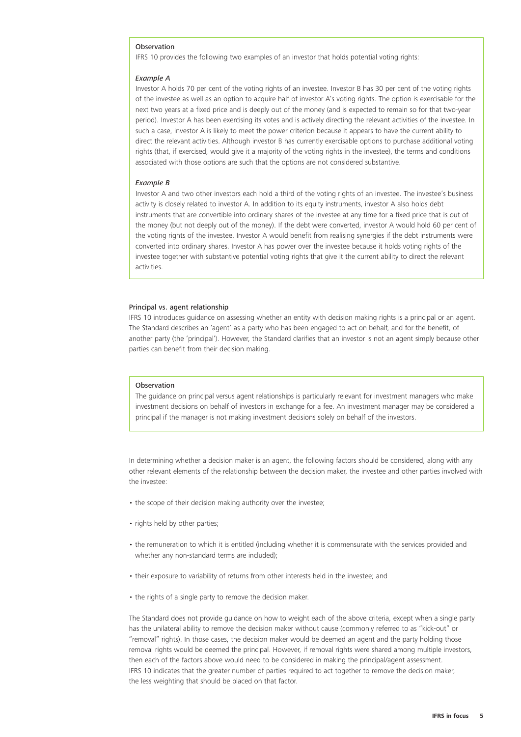#### Observation

IFRS 10 provides the following two examples of an investor that holds potential voting rights:

*Example A*

Investor A holds 70 per cent of the voting rights of an investee. Investor B has 30 per cent of the voting rights of the investee as well as an option to acquire half of investor A's voting rights. The option is exercisable for the next two years at a fixed price and is deeply out of the money (and is expected to remain so for that two-year period). Investor A has been exercising its votes and is actively directing the relevant activities of the investee. In such a case, investor A is likely to meet the power criterion because it appears to have the current ability to direct the relevant activities. Although investor B has currently exercisable options to purchase additional voting rights (that, if exercised, would give it a majority of the voting rights in the investee), the terms and conditions associated with those options are such that the options are not considered substantive.

*Example B*

Investor A and two other investors each hold a third of the voting rights of an investee. The investee's business activity is closely related to investor A. In addition to its equity instruments, investor A also holds debt instruments that are convertible into ordinary shares of the investee at any time for a fixed price that is out of the money (but not deeply out of the money). If the debt were converted, investor A would hold 60 per cent of the voting rights of the investee. Investor A would benefit from realising synergies if the debt instruments were converted into ordinary shares. Investor A has power over the investee because it holds voting rights of the investee together with substantive potential voting rights that give it the current ability to direct the relevant activities.

### Principal vs. agent relationship

IFRS 10 introduces guidance on assessing whether an entity with decision making rights is a principal or an agent. The Standard describes an 'agent' as a party who has been engaged to act on behalf, and for the benefit, of another party (the 'principal'). However, the Standard clarifies that an investor is not an agent simply because other parties can benefit from their decision making.

#### Observation

The guidance on principal versus agent relationships is particularly relevant for investment managers who make investment decisions on behalf of investors in exchange for a fee. An investment manager may be considered a principal if the manager is not making investment decisions solely on behalf of the investors.

In determining whether a decision maker is an agent, the following factors should be considered, along with any other relevant elements of the relationship between the decision maker, the investee and other parties involved with the investee:

- the scope of their decision making authority over the investee;
- rights held by other parties;
- the remuneration to which it is entitled (including whether it is commensurate with the services provided and whether any non-standard terms are included);
- their exposure to variability of returns from other interests held in the investee; and
- the rights of a single party to remove the decision maker.

The Standard does not provide guidance on how to weight each of the above criteria, except when a single party has the unilateral ability to remove the decision maker without cause (commonly referred to as "kick-out" or "removal" rights). In those cases, the decision maker would be deemed an agent and the party holding those removal rights would be deemed the principal. However, if removal rights were shared among multiple investors, then each of the factors above would need to be considered in making the principal/agent assessment. IFRS 10 indicates that the greater number of parties required to act together to remove the decision maker, the less weighting that should be placed on that factor.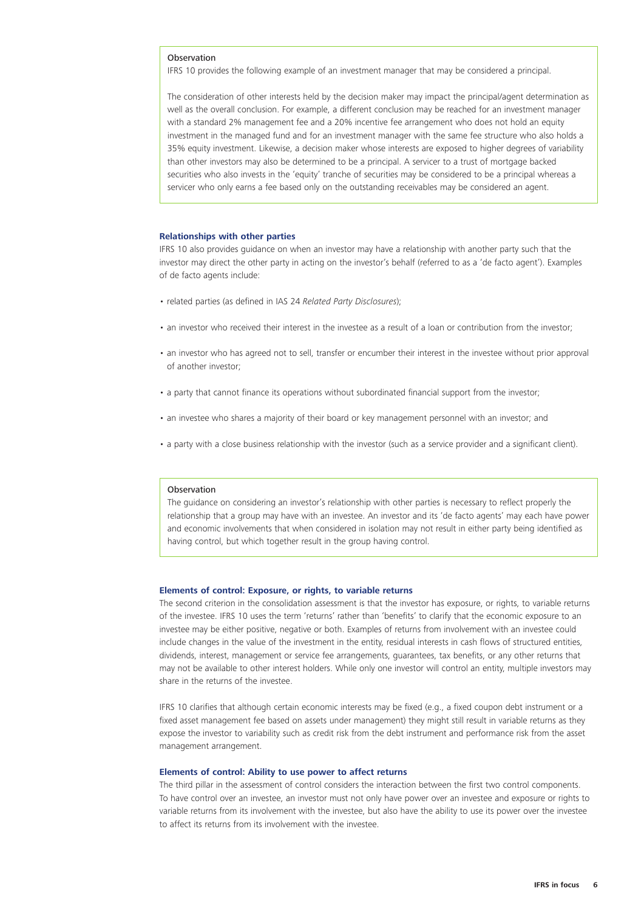> **Observation**
>
> IFRS 10 provides the following example of an investment manager that may be considered a principal.
>
> The consideration of other interests held by the decision maker may impact the principal/agent determination as well as the overall conclusion. For example, a different conclusion may be reached for an investment manager with a standard 2% management fee and a 20% incentive fee arrangement who does not hold an equity investment in the managed fund and for an investment manager with the same fee structure who also holds a 35% equity investment. Likewise, a decision maker whose interests are exposed to higher degrees of variability than other investors may also be determined to be a principal. A servicer to a trust of mortgage backed securities who also invests in the 'equity' tranche of securities may be considered to be a principal whereas a servicer who only earns a fee based only on the outstanding receivables may be considered an agent.

### Relationships with other parties

IFRS 10 also provides guidance on when an investor may have a relationship with another party such that the investor may direct the other party in acting on the investor's behalf (referred to as a 'de facto agent'). Examples of de facto agents include:

- related parties (as defined in IAS 24 *Related Party Disclosures*);
- an investor who received their interest in the investee as a result of a loan or contribution from the investor;
- an investor who has agreed not to sell, transfer or encumber their interest in the investee without prior approval of another investor;
- a party that cannot finance its operations without subordinated financial support from the investor;
- an investee who shares a majority of their board or key management personnel with an investor; and
- a party with a close business relationship with the investor (such as a service provider and a significant client).

> **Observation**
>
> The guidance on considering an investor's relationship with other parties is necessary to reflect properly the relationship that a group may have with an investee. An investor and its 'de facto agents' may each have power and economic involvements that when considered in isolation may not result in either party being identified as having control, but which together result in the group having control.

### Elements of control: Exposure, or rights, to variable returns

The second criterion in the consolidation assessment is that the investor has exposure, or rights, to variable returns of the investee. IFRS 10 uses the term 'returns' rather than 'benefits' to clarify that the economic exposure to an investee may be either positive, negative or both. Examples of returns from involvement with an investee could include changes in the value of the investment in the entity, residual interests in cash flows of structured entities, dividends, interest, management or service fee arrangements, guarantees, tax benefits, or any other returns that may not be available to other interest holders. While only one investor will control an entity, multiple investors may share in the returns of the investee.

IFRS 10 clarifies that although certain economic interests may be fixed (e.g., a fixed coupon debt instrument or a fixed asset management fee based on assets under management) they might still result in variable returns as they expose the investor to variability such as credit risk from the debt instrument and performance risk from the asset management arrangement.

### Elements of control: Ability to use power to affect returns

The third pillar in the assessment of control considers the interaction between the first two control components. To have control over an investee, an investor must not only have power over an investee and exposure or rights to variable returns from its involvement with the investee, but also have the ability to use its power over the investee to affect its returns from its involvement with the investee.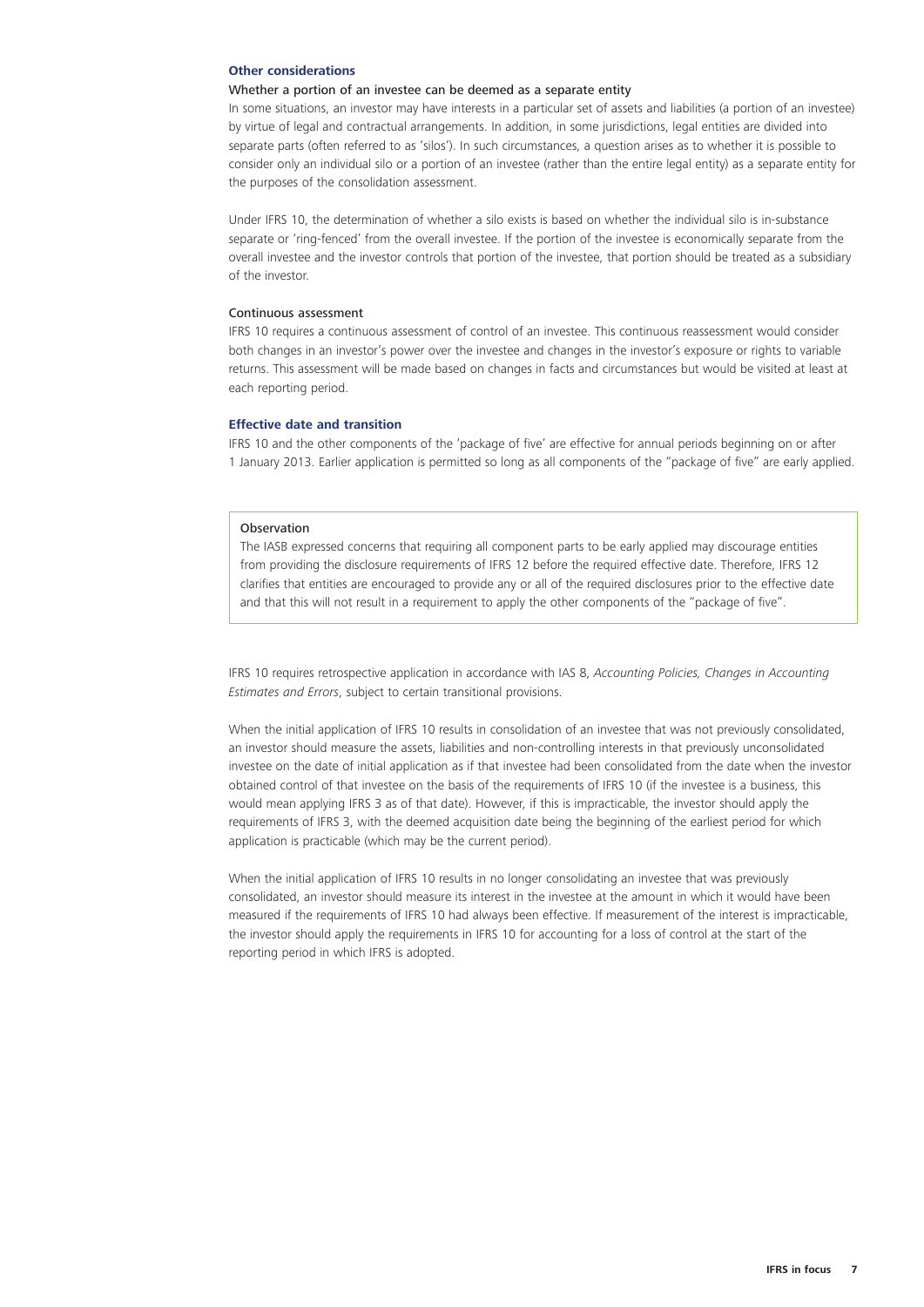## Other considerations

### Whether a portion of an investee can be deemed as a separate entity

In some situations, an investor may have interests in a particular set of assets and liabilities (a portion of an investee) by virtue of legal and contractual arrangements. In addition, in some jurisdictions, legal entities are divided into separate parts (often referred to as 'silos'). In such circumstances, a question arises as to whether it is possible to consider only an individual silo or a portion of an investee (rather than the entire legal entity) as a separate entity for the purposes of the consolidation assessment.

Under IFRS 10, the determination of whether a silo exists is based on whether the individual silo is in-substance separate or 'ring-fenced' from the overall investee. If the portion of the investee is economically separate from the overall investee and the investor controls that portion of the investee, that portion should be treated as a subsidiary of the investor.

### Continuous assessment

IFRS 10 requires a continuous assessment of control of an investee. This continuous reassessment would consider both changes in an investor's power over the investee and changes in the investor's exposure or rights to variable returns. This assessment will be made based on changes in facts and circumstances but would be visited at least at each reporting period.

## Effective date and transition

IFRS 10 and the other components of the 'package of five' are effective for annual periods beginning on or after 1 January 2013. Earlier application is permitted so long as all components of the "package of five" are early applied.

> **Observation**
>
> The IASB expressed concerns that requiring all component parts to be early applied may discourage entities from providing the disclosure requirements of IFRS 12 before the required effective date. Therefore, IFRS 12 clarifies that entities are encouraged to provide any or all of the required disclosures prior to the effective date and that this will not result in a requirement to apply the other components of the "package of five".

IFRS 10 requires retrospective application in accordance with IAS 8, *Accounting Policies, Changes in Accounting Estimates and Errors*, subject to certain transitional provisions.

When the initial application of IFRS 10 results in consolidation of an investee that was not previously consolidated, an investor should measure the assets, liabilities and non-controlling interests in that previously unconsolidated investee on the date of initial application as if that investee had been consolidated from the date when the investor obtained control of that investee on the basis of the requirements of IFRS 10 (if the investee is a business, this would mean applying IFRS 3 as of that date). However, if this is impracticable, the investor should apply the requirements of IFRS 3, with the deemed acquisition date being the beginning of the earliest period for which application is practicable (which may be the current period).

When the initial application of IFRS 10 results in no longer consolidating an investee that was previously consolidated, an investor should measure its interest in the investee at the amount in which it would have been measured if the requirements of IFRS 10 had always been effective. If measurement of the interest is impracticable, the investor should apply the requirements in IFRS 10 for accounting for a loss of control at the start of the reporting period in which IFRS is adopted.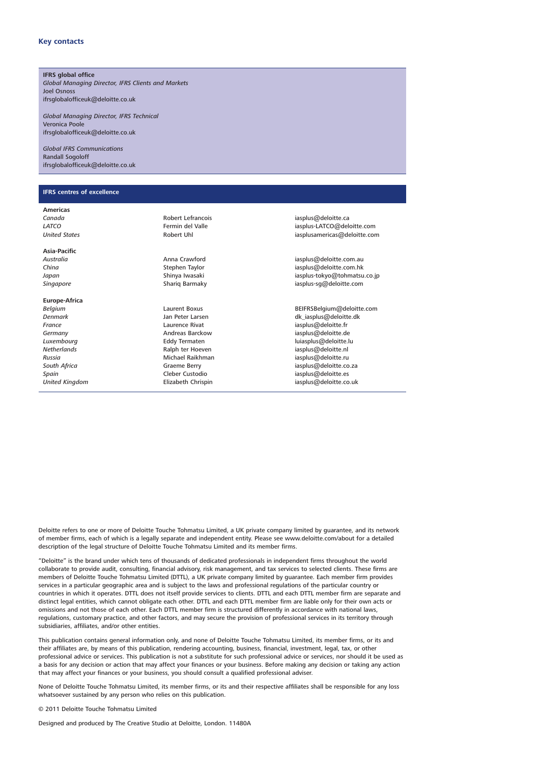## Key contacts

**IFRS global office**
*Global Managing Director, IFRS Clients and Markets*
Joel Osnoss
ifrsglobalofficeuk@deloitte.co.uk

*Global Managing Director, IFRS Technical*
Veronica Poole
ifrsglobalofficeuk@deloitte.co.uk

*Global IFRS Communications*
Randall Sogoloff
ifrsglobalofficeuk@deloitte.co.uk

**IFRS centres of excellence**

| | | |
|---|---|---|
| **Americas** | | |
| *Canada* | Robert Lefrancois | iasplus@deloitte.ca |
| *LATCO* | Fermin del Valle | iasplus-LATCO@deloitte.com |
| *United States* | Robert Uhl | iasplusamericas@deloitte.com |
| **Asia-Pacific** | | |
| *Australia* | Anna Crawford | iasplus@deloitte.com.au |
| *China* | Stephen Taylor | iasplus@deloitte.com.hk |
| *Japan* | Shinya Iwasaki | iasplus-tokyo@tohmatsu.co.jp |
| *Singapore* | Shariq Barmaky | iasplus-sg@deloitte.com |
| **Europe-Africa** | | |
| *Belgium* | Laurent Boxus | BEIFRSBelgium@deloitte.com |
| *Denmark* | Jan Peter Larsen | dk_iasplus@deloitte.dk |
| *France* | Laurence Rivat | iasplus@deloitte.fr |
| *Germany* | Andreas Barckow | iasplus@deloitte.de |
| *Luxembourg* | Eddy Termaten | luiasplus@deloitte.lu |
| *Netherlands* | Ralph ter Hoeven | iasplus@deloitte.nl |
| *Russia* | Michael Raikhman | iasplus@deloitte.ru |
| *South Africa* | Graeme Berry | iasplus@deloitte.co.za |
| *Spain* | Cleber Custodio | iasplus@deloitte.es |
| *United Kingdom* | Elizabeth Chrispin | iasplus@deloitte.co.uk |

Deloitte refers to one or more of Deloitte Touche Tohmatsu Limited, a UK private company limited by guarantee, and its network of member firms, each of which is a legally separate and independent entity. Please see www.deloitte.com/about for a detailed description of the legal structure of Deloitte Touche Tohmatsu Limited and its member firms.

"Deloitte" is the brand under which tens of thousands of dedicated professionals in independent firms throughout the world collaborate to provide audit, consulting, financial advisory, risk management, and tax services to selected clients. These firms are members of Deloitte Touche Tohmatsu Limited (DTTL), a UK private company limited by guarantee. Each member firm provides services in a particular geographic area and is subject to the laws and professional regulations of the particular country or countries in which it operates. DTTL does not itself provide services to clients. DTTL and each DTTL member firm are separate and distinct legal entities, which cannot obligate each other. DTTL and each DTTL member firm are liable only for their own acts or omissions and not those of each other. Each DTTL member firm is structured differently in accordance with national laws, regulations, customary practice, and other factors, and may secure the provision of professional services in its territory through subsidiaries, affiliates, and/or other entities.

This publication contains general information only, and none of Deloitte Touche Tohmatsu Limited, its member firms, or its and their affiliates are, by means of this publication, rendering accounting, business, financial, investment, legal, tax, or other professional advice or services. This publication is not a substitute for such professional advice or services, nor should it be used as a basis for any decision or action that may affect your finances or your business. Before making any decision or taking any action that may affect your finances or your business, you should consult a qualified professional adviser.

None of Deloitte Touche Tohmatsu Limited, its member firms, or its and their respective affiliates shall be responsible for any loss whatsoever sustained by any person who relies on this publication.

© 2011 Deloitte Touche Tohmatsu Limited

Designed and produced by The Creative Studio at Deloitte, London. 11480A